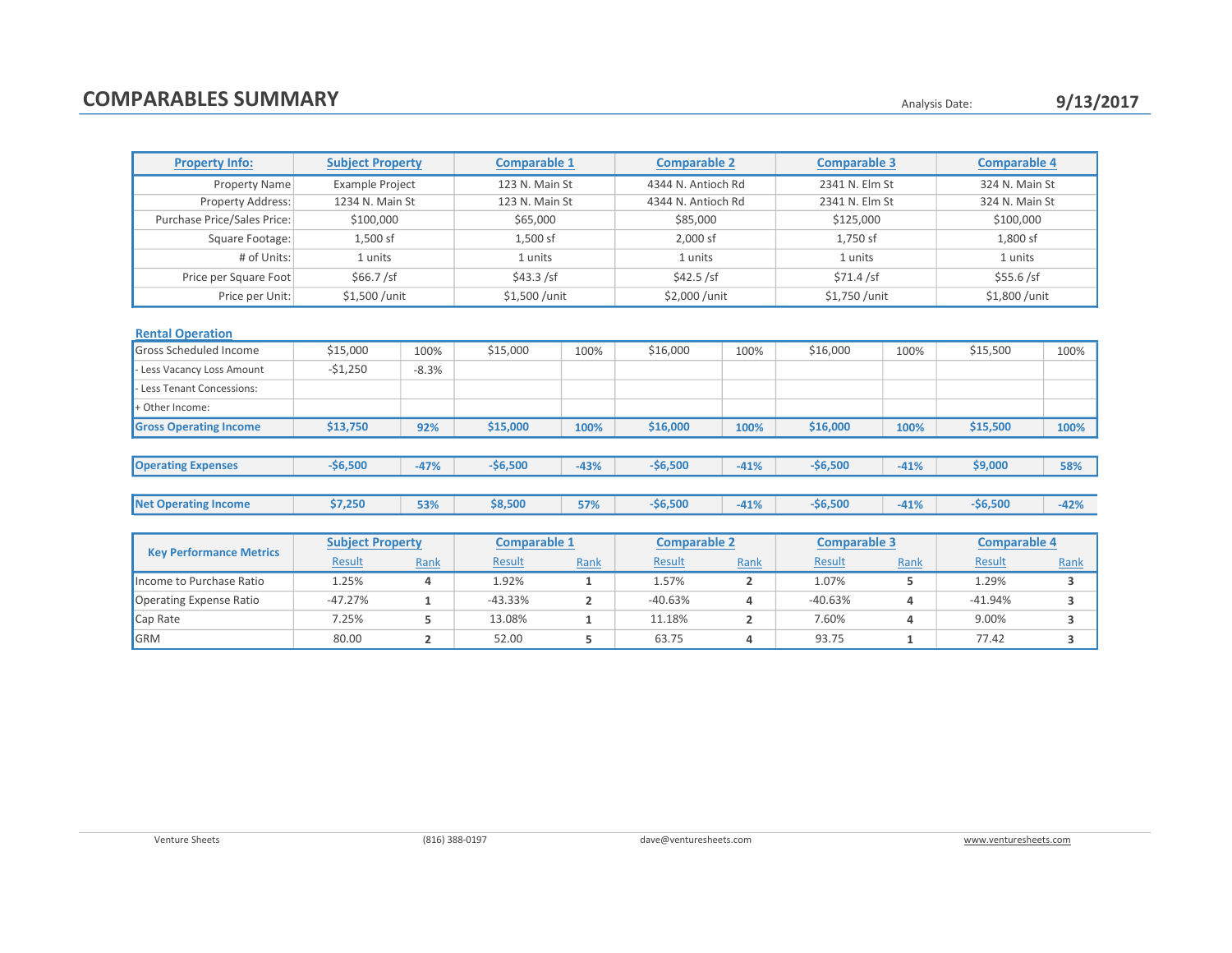# COMPARABLES SUMMARY

Analysis Date: **9/13/2017**

| Property Info: | Subject Property | Comparable 1 | Comparable 2 | Comparable 3 | Comparable 4 |
|---|---|---|---|---|---|
| Property Name | Example Project | 123 N. Main St | 4344 N. Antioch Rd | 2341 N. Elm St | 324 N. Main St |
| Property Address: | 1234 N. Main St | 123 N. Main St | 4344 N. Antioch Rd | 2341 N. Elm St | 324 N. Main St |
| Purchase Price/Sales Price: | $100,000 | $65,000 | $85,000 | $125,000 | $100,000 |
| Square Footage: | 1,500 sf | 1,500 sf | 2,000 sf | 1,750 sf | 1,800 sf |
| # of Units: | 1 units | 1 units | 1 units | 1 units | 1 units |
| Price per Square Foot | $66.7 /sf | $43.3 /sf | $42.5 /sf | $71.4 /sf | $55.6 /sf |
| Price per Unit: | $1,500 /unit | $1,500 /unit | $2,000 /unit | $1,750 /unit | $1,800 /unit |

**Rental Operation**

| | Subject Property | | Comparable 1 | | Comparable 2 | | Comparable 3 | | Comparable 4 | |
|---|---|---|---|---|---|---|---|---|---|---|
| Gross Scheduled Income | $15,000 | 100% | $15,000 | 100% | $16,000 | 100% | $16,000 | 100% | $15,500 | 100% |
| - Less Vacancy Loss Amount | -$1,250 | -8.3% | | | | | | | | |
| - Less Tenant Concessions: | | | | | | | | | | |
| + Other Income: | | | | | | | | | | |
| **Gross Operating Income** | **$13,750** | **92%** | **$15,000** | **100%** | **$16,000** | **100%** | **$16,000** | **100%** | **$15,500** | **100%** |
| **Operating Expenses** | **-$6,500** | **-47%** | **-$6,500** | **-43%** | **-$6,500** | **-41%** | **-$6,500** | **-41%** | **$9,000** | **58%** |
| **Net Operating Income** | **$7,250** | **53%** | **$8,500** | **57%** | **-$6,500** | **-41%** | **-$6,500** | **-41%** | **-$6,500** | **-42%** |

| Key Performance Metrics | Subject Property | | Comparable 1 | | Comparable 2 | | Comparable 3 | | Comparable 4 | |
|---|---|---|---|---|---|---|---|---|---|---|
| | Result | Rank | Result | Rank | Result | Rank | Result | Rank | Result | Rank |
| Income to Purchase Ratio | 1.25% | 4 | 1.92% | 1 | 1.57% | 2 | 1.07% | 5 | 1.29% | 3 |
| Operating Expense Ratio | -47.27% | 1 | -43.33% | 2 | -40.63% | 4 | -40.63% | 4 | -41.94% | 3 |
| Cap Rate | 7.25% | 5 | 13.08% | 1 | 11.18% | 2 | 7.60% | 4 | 9.00% | 3 |
| GRM | 80.00 | 2 | 52.00 | 5 | 63.75 | 4 | 93.75 | 1 | 77.42 | 3 |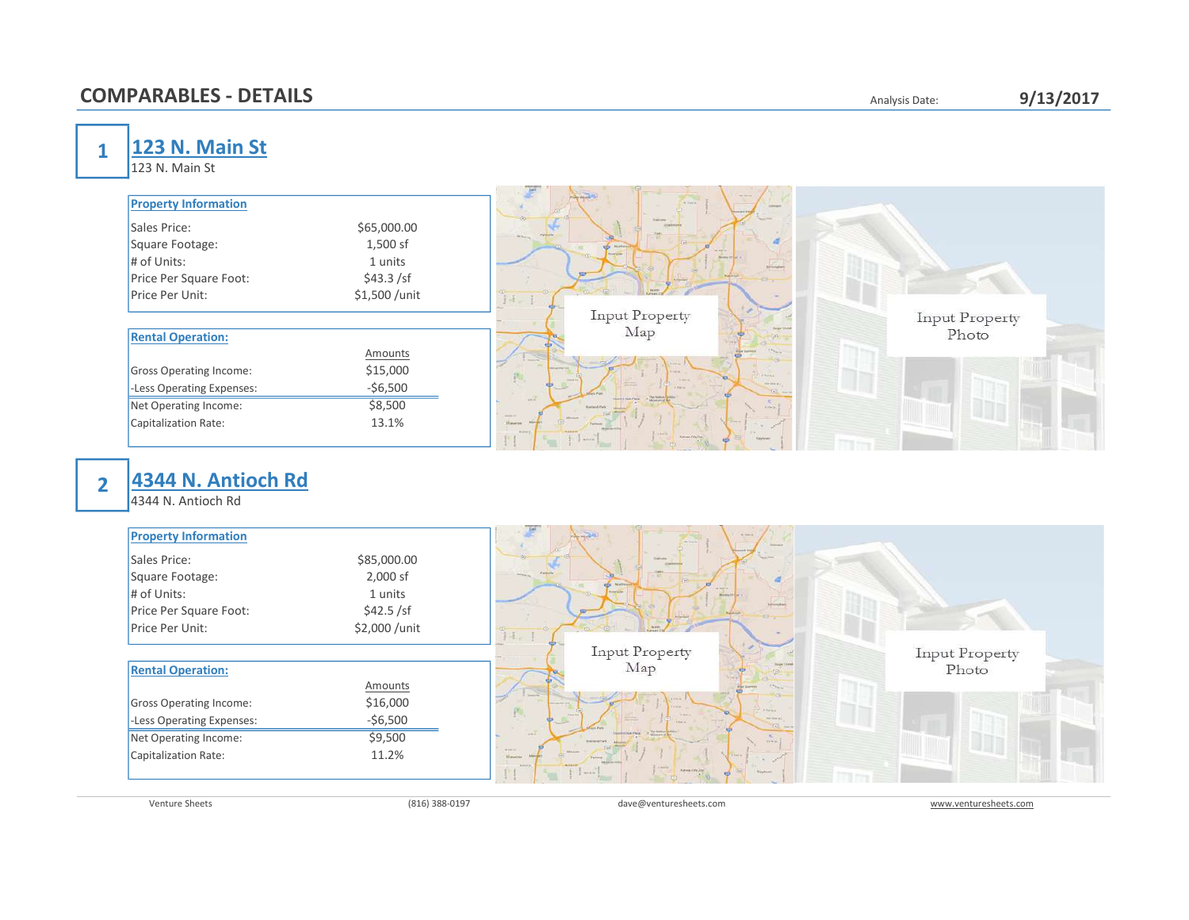# COMPARABLES - DETAILS

Analysis Date: **9/13/2017**

## 1 [123 N. Main St]

123 N. Main St

| Property Information | |
|---|---|
| Sales Price: | $65,000.00 |
| Square Footage: | 1,500 sf |
| # of Units: | 1 units |
| Price Per Square Foot: | $43.3 /sf |
| Price Per Unit: | $1,500 /unit |

| Rental Operation: | Amounts |
|---|---|
| Gross Operating Income: | $15,000 |
| -Less Operating Expenses: | -$6,500 |
| Net Operating Income: | $8,500 |
| Capitalization Rate: | 13.1% |

Input Property Map

Input Property Photo

## 2 [4344 N. Antioch Rd]

4344 N. Antioch Rd

| Property Information | |
|---|---|
| Sales Price: | $85,000.00 |
| Square Footage: | 2,000 sf |
| # of Units: | 1 units |
| Price Per Square Foot: | $42.5 /sf |
| Price Per Unit: | $2,000 /unit |

| Rental Operation: | Amounts |
|---|---|
| Gross Operating Income: | $16,000 |
| -Less Operating Expenses: | -$6,500 |
| Net Operating Income: | $9,500 |
| Capitalization Rate: | 11.2% |

Input Property Map

Input Property Photo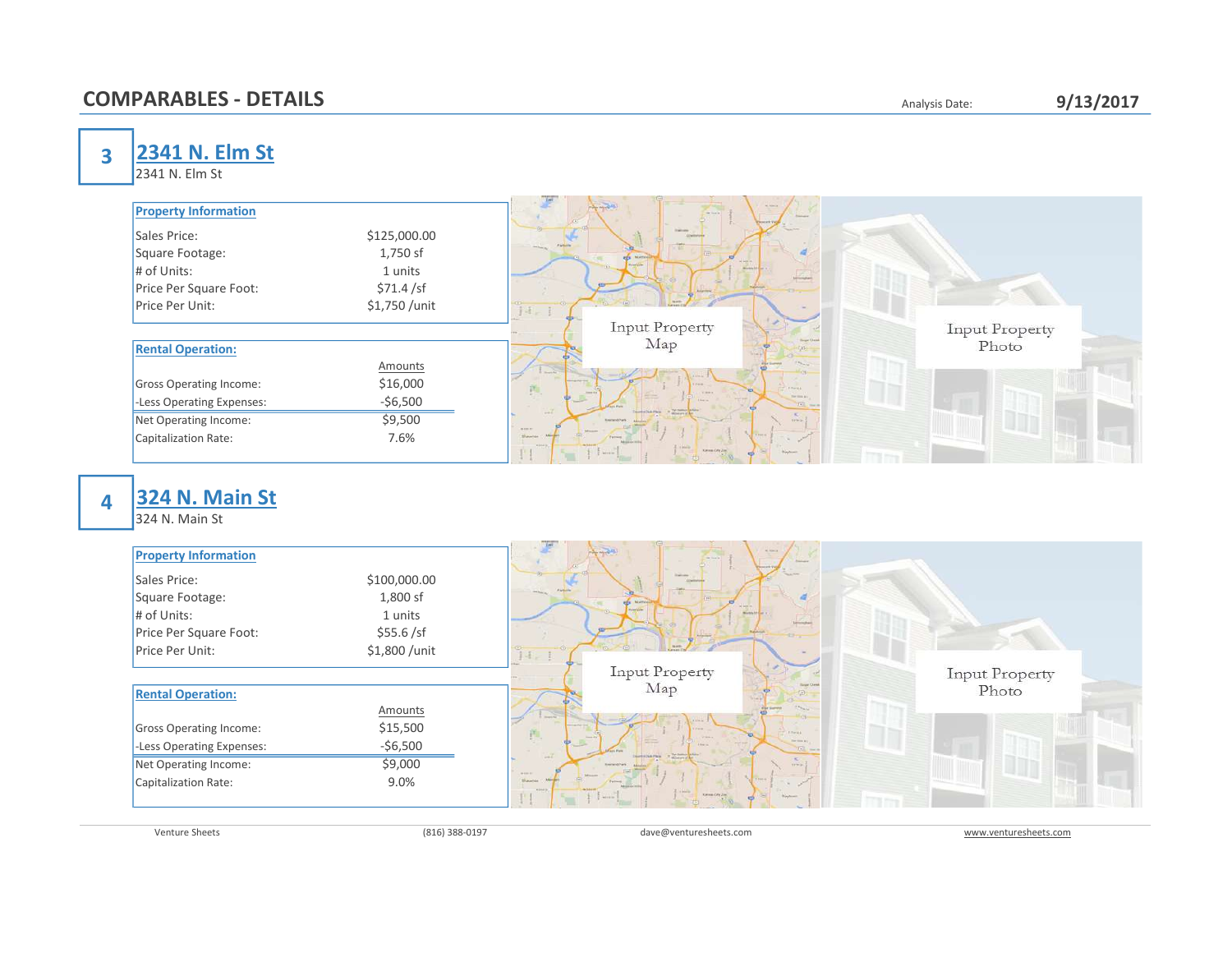## COMPARABLES - DETAILS

Analysis Date: **9/13/2017**

### 3 [2341 N. Elm St]

2341 N. Elm St

| Property Information | |
|---|---|
| Sales Price: | $125,000.00 |
| Square Footage: | 1,750 sf |
| # of Units: | 1 units |
| Price Per Square Foot: | $71.4 /sf |
| Price Per Unit: | $1,750 /unit |

| Rental Operation: | Amounts |
|---|---|
| Gross Operating Income: | $16,000 |
| -Less Operating Expenses: | -$6,500 |
| Net Operating Income: | $9,500 |
| Capitalization Rate: | 7.6% |

Input Property Map

Input Property Photo

### 4 [324 N. Main St]

324 N. Main St

| Property Information | |
|---|---|
| Sales Price: | $100,000.00 |
| Square Footage: | 1,800 sf |
| # of Units: | 1 units |
| Price Per Square Foot: | $55.6 /sf |
| Price Per Unit: | $1,800 /unit |

| Rental Operation: | Amounts |
|---|---|
| Gross Operating Income: | $15,500 |
| -Less Operating Expenses: | -$6,500 |
| Net Operating Income: | $9,000 |
| Capitalization Rate: | 9.0% |

Input Property Map

Input Property Photo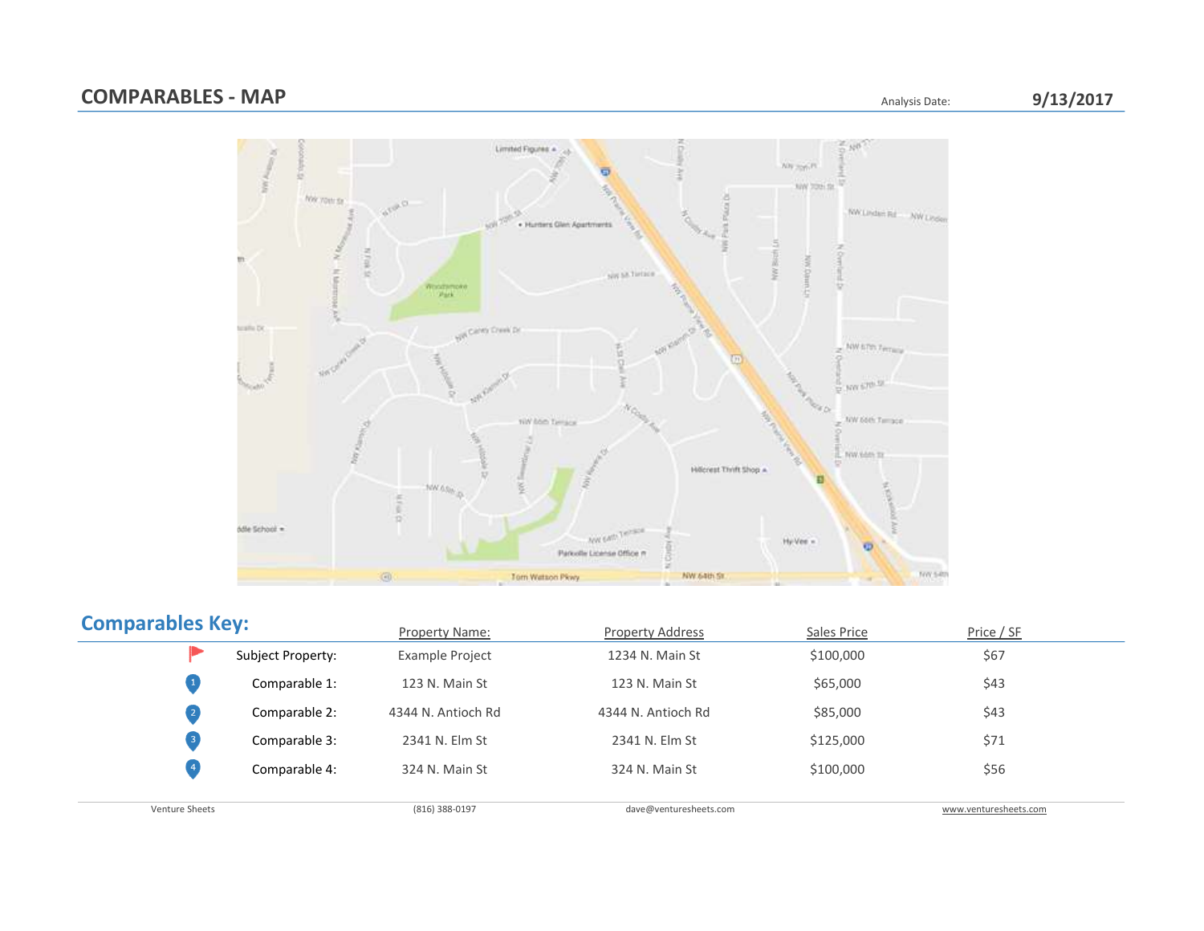## COMPARABLES - MAP

Analysis Date: **9/13/2017**

## Comparables Key:

| | | Property Name: | Property Address | Sales Price | Price / SF |
|---|---|---|---|---|---|
| | Subject Property: | Example Project | 1234 N. Main St | $100,000 | $67 |
| 1 | Comparable 1: | 123 N. Main St | 123 N. Main St | $65,000 | $43 |
| 2 | Comparable 2: | 4344 N. Antioch Rd | 4344 N. Antioch Rd | $85,000 | $43 |
| 3 | Comparable 3: | 2341 N. Elm St | 2341 N. Elm St | $125,000 | $71 |
| 4 | Comparable 4: | 324 N. Main St | 324 N. Main St | $100,000 | $56 |